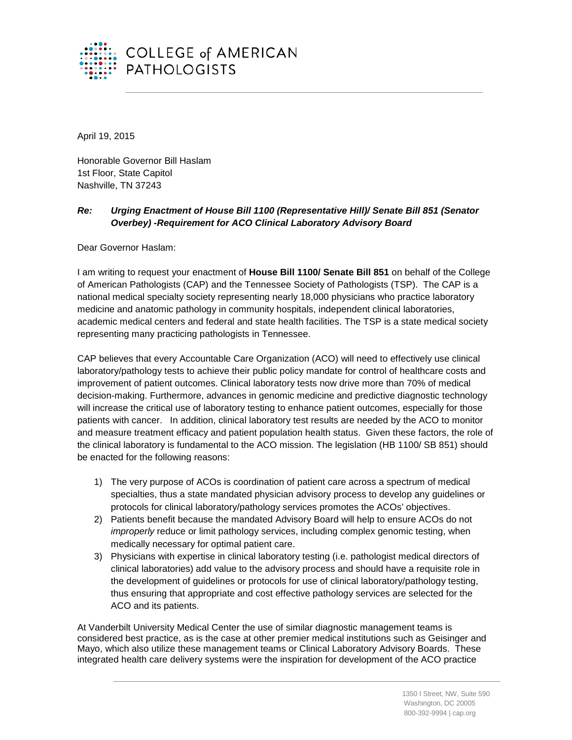COLLEGE of AMERICAN PATHOLOGISTS

April 19, 2015

Honorable Governor Bill Haslam
1st Floor, State Capitol
Nashville, TN 37243

***Re: Urging Enactment of House Bill 1100 (Representative Hill)/ Senate Bill 851 (Senator Overbey) -Requirement for ACO Clinical Laboratory Advisory Board***

Dear Governor Haslam:

I am writing to request your enactment of **House Bill 1100/ Senate Bill 851** on behalf of the College of American Pathologists (CAP) and the Tennessee Society of Pathologists (TSP). The CAP is a national medical specialty society representing nearly 18,000 physicians who practice laboratory medicine and anatomic pathology in community hospitals, independent clinical laboratories, academic medical centers and federal and state health facilities. The TSP is a state medical society representing many practicing pathologists in Tennessee.

CAP believes that every Accountable Care Organization (ACO) will need to effectively use clinical laboratory/pathology tests to achieve their public policy mandate for control of healthcare costs and improvement of patient outcomes. Clinical laboratory tests now drive more than 70% of medical decision-making. Furthermore, advances in genomic medicine and predictive diagnostic technology will increase the critical use of laboratory testing to enhance patient outcomes, especially for those patients with cancer. In addition, clinical laboratory test results are needed by the ACO to monitor and measure treatment efficacy and patient population health status. Given these factors, the role of the clinical laboratory is fundamental to the ACO mission. The legislation (HB 1100/ SB 851) should be enacted for the following reasons:

1) The very purpose of ACOs is coordination of patient care across a spectrum of medical specialties, thus a state mandated physician advisory process to develop any guidelines or protocols for clinical laboratory/pathology services promotes the ACOs' objectives.
2) Patients benefit because the mandated Advisory Board will help to ensure ACOs do not *improperly* reduce or limit pathology services, including complex genomic testing, when medically necessary for optimal patient care.
3) Physicians with expertise in clinical laboratory testing (i.e. pathologist medical directors of clinical laboratories) add value to the advisory process and should have a requisite role in the development of guidelines or protocols for use of clinical laboratory/pathology testing, thus ensuring that appropriate and cost effective pathology services are selected for the ACO and its patients.

At Vanderbilt University Medical Center the use of similar diagnostic management teams is considered best practice, as is the case at other premier medical institutions such as Geisinger and Mayo, which also utilize these management teams or Clinical Laboratory Advisory Boards. These integrated health care delivery systems were the inspiration for development of the ACO practice

1350 I Street, NW, Suite 590
Washington, DC 20005
800-392-9994 | cap.org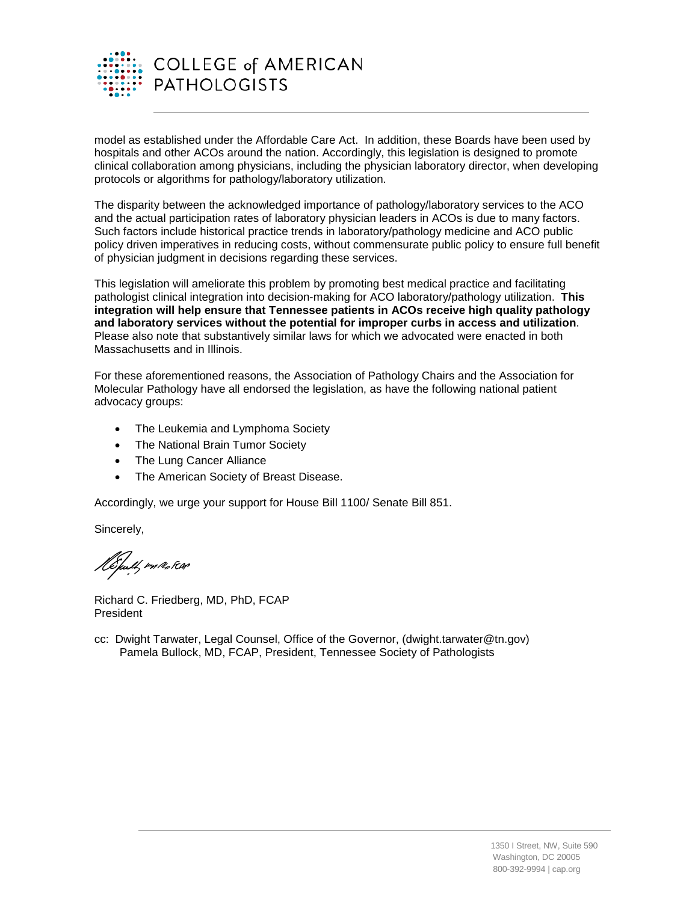model as established under the Affordable Care Act. In addition, these Boards have been used by hospitals and other ACOs around the nation. Accordingly, this legislation is designed to promote clinical collaboration among physicians, including the physician laboratory director, when developing protocols or algorithms for pathology/laboratory utilization.

The disparity between the acknowledged importance of pathology/laboratory services to the ACO and the actual participation rates of laboratory physician leaders in ACOs is due to many factors. Such factors include historical practice trends in laboratory/pathology medicine and ACO public policy driven imperatives in reducing costs, without commensurate public policy to ensure full benefit of physician judgment in decisions regarding these services.

This legislation will ameliorate this problem by promoting best medical practice and facilitating pathologist clinical integration into decision-making for ACO laboratory/pathology utilization. **This integration will help ensure that Tennessee patients in ACOs receive high quality pathology and laboratory services without the potential for improper curbs in access and utilization**. Please also note that substantively similar laws for which we advocated were enacted in both Massachusetts and in Illinois.

For these aforementioned reasons, the Association of Pathology Chairs and the Association for Molecular Pathology have all endorsed the legislation, as have the following national patient advocacy groups:

- The Leukemia and Lymphoma Society
- The National Brain Tumor Society
- The Lung Cancer Alliance
- The American Society of Breast Disease.

Accordingly, we urge your support for House Bill 1100/ Senate Bill 851.

Sincerely,

Richard C. Friedberg, MD, PhD, FCAP
President

cc: Dwight Tarwater, Legal Counsel, Office of the Governor, (dwight.tarwater@tn.gov)
Pamela Bullock, MD, FCAP, President, Tennessee Society of Pathologists